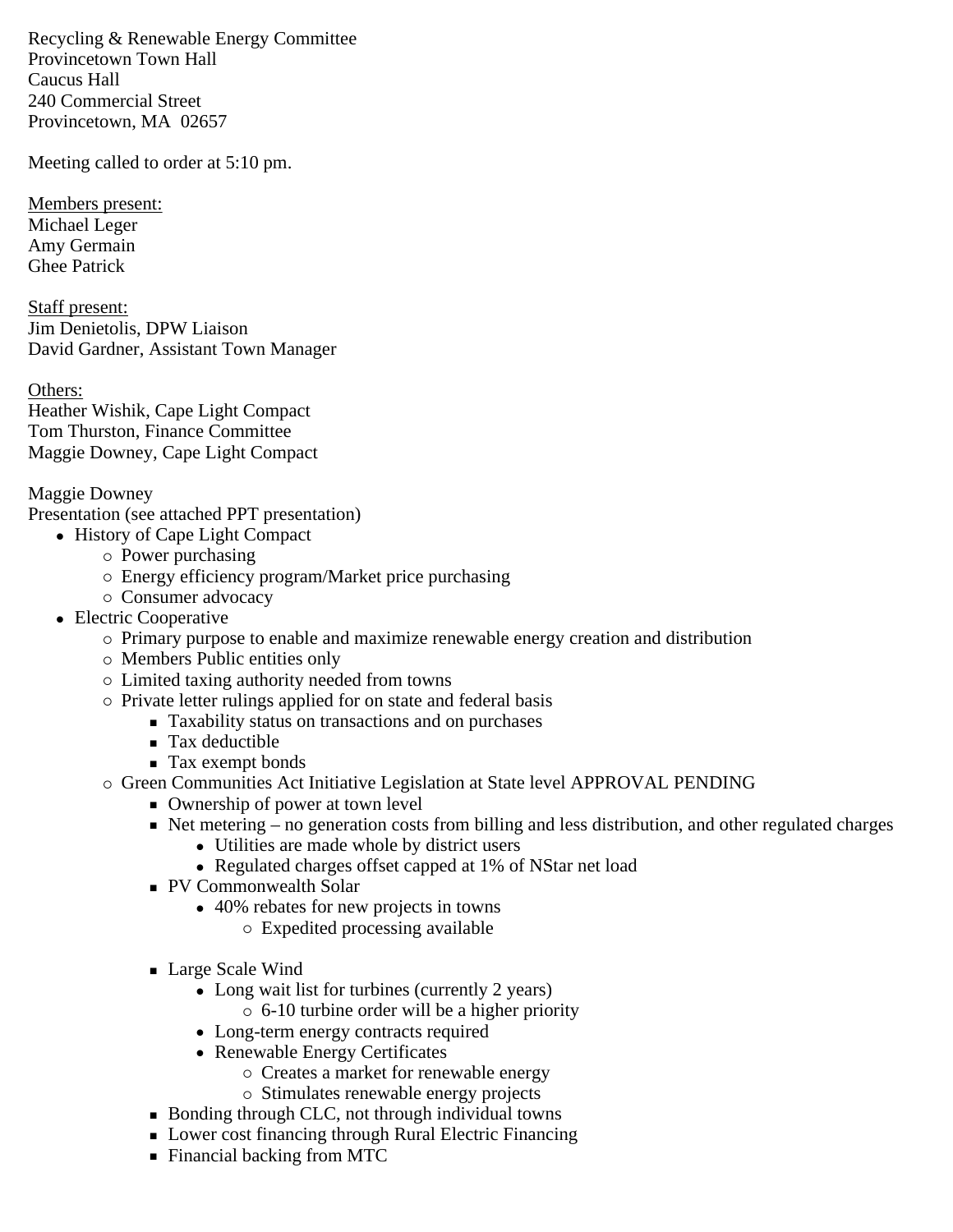Recycling & Renewable Energy Committee
Provincetown Town Hall
Caucus Hall
240 Commercial Street
Provincetown, MA 02657

Meeting called to order at 5:10 pm.

Members present:
Michael Leger
Amy Germain
Ghee Patrick

Staff present:
Jim Denietolis, DPW Liaison
David Gardner, Assistant Town Manager

Others:
Heather Wishik, Cape Light Compact
Tom Thurston, Finance Committee
Maggie Downey, Cape Light Compact

Maggie Downey
Presentation (see attached PPT presentation)

- History of Cape Light Compact
  - Power purchasing
  - Energy efficiency program/Market price purchasing
  - Consumer advocacy
- Electric Cooperative
  - Primary purpose to enable and maximize renewable energy creation and distribution
  - Members Public entities only
  - Limited taxing authority needed from towns
  - Private letter rulings applied for on state and federal basis
    - Taxability status on transactions and on purchases
    - Tax deductible
    - Tax exempt bonds
  - Green Communities Act Initiative Legislation at State level APPROVAL PENDING
    - Ownership of power at town level
    - Net metering – no generation costs from billing and less distribution, and other regulated charges
      - Utilities are made whole by district users
      - Regulated charges offset capped at 1% of NStar net load
    - PV Commonwealth Solar
      - 40% rebates for new projects in towns
        - Expedited processing available
    - Large Scale Wind
      - Long wait list for turbines (currently 2 years)
        - 6-10 turbine order will be a higher priority
      - Long-term energy contracts required
      - Renewable Energy Certificates
        - Creates a market for renewable energy
        - Stimulates renewable energy projects
    - Bonding through CLC, not through individual towns
    - Lower cost financing through Rural Electric Financing
    - Financial backing from MTC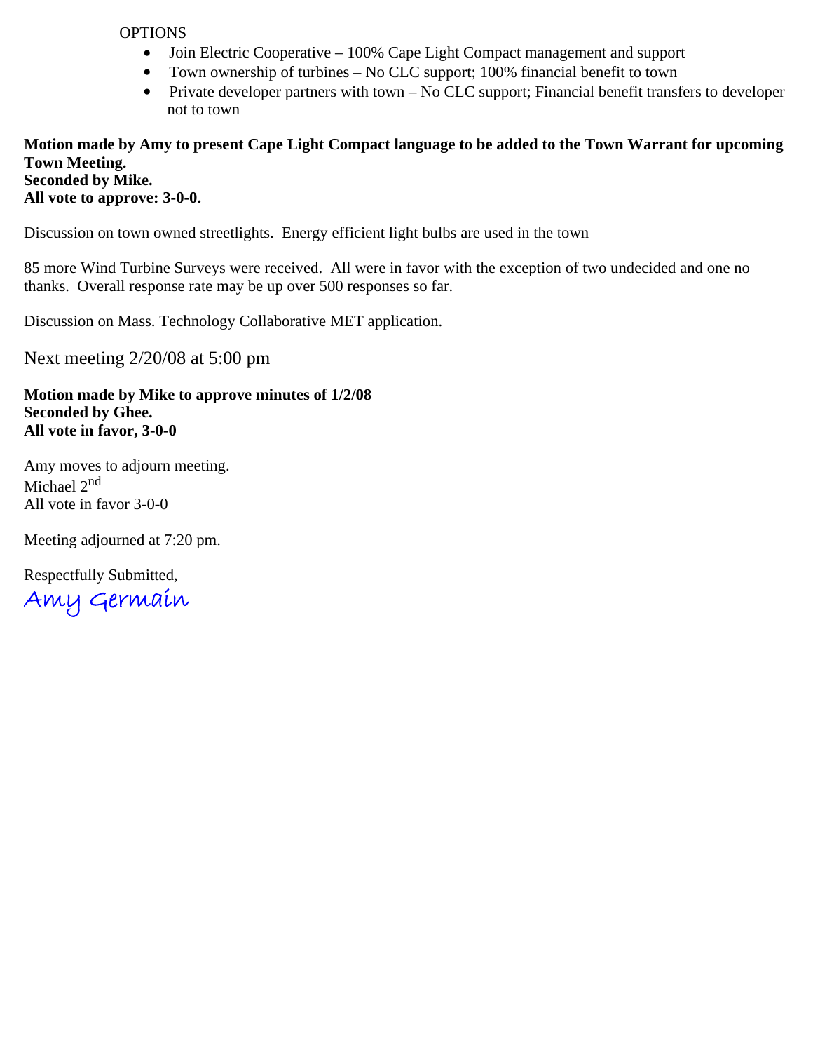OPTIONS

- Join Electric Cooperative – 100% Cape Light Compact management and support
- Town ownership of turbines – No CLC support; 100% financial benefit to town
- Private developer partners with town – No CLC support; Financial benefit transfers to developer not to town

**Motion made by Amy to present Cape Light Compact language to be added to the Town Warrant for upcoming Town Meeting.**
**Seconded by Mike.**
**All vote to approve: 3-0-0.**

Discussion on town owned streetlights. Energy efficient light bulbs are used in the town

85 more Wind Turbine Surveys were received. All were in favor with the exception of two undecided and one no thanks. Overall response rate may be up over 500 responses so far.

Discussion on Mass. Technology Collaborative MET application.

Next meeting 2/20/08 at 5:00 pm

**Motion made by Mike to approve minutes of 1/2/08**
**Seconded by Ghee.**
**All vote in favor, 3-0-0**

Amy moves to adjourn meeting.
Michael 2nd
All vote in favor 3-0-0

Meeting adjourned at 7:20 pm.

Respectfully Submitted,
Amy Germain